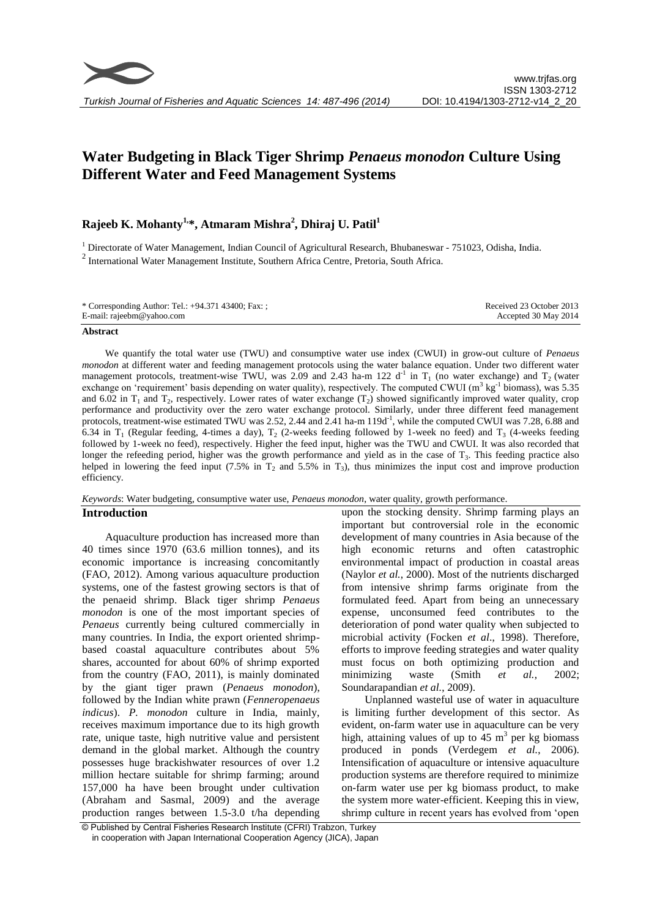# Water Budgeting in Black Tiger Shrimp *Penaeus monodon* Culture Using Different Water and Feed Management Systems

**Rajeeb K. Mohanty[1,*], Atmaram Mishra[2], Dhiraj U. Patil[1]**

[1] Directorate of Water Management, Indian Council of Agricultural Research, Bhubaneswar - 751023, Odisha, India.

[2] International Water Management Institute, Southern Africa Centre, Pretoria, South Africa.

\* Corresponding Author: Tel.: +94.371 43400; Fax: ;
E-mail: rajeebm@yahoo.com

Received 23 October 2013
Accepted 30 May 2014

## Abstract

We quantify the total water use (TWU) and consumptive water use index (CWUI) in grow-out culture of *Penaeus monodon* at different water and feeding management protocols using the water balance equation. Under two different water management protocols, treatment-wise TWU, was 2.09 and 2.43 ha-m 122 $d^{-1}$ in $T_1$ (no water exchange) and $T_2$ (water exchange on 'requirement' basis depending on water quality), respectively. The computed CWUI ($m^3$ $kg^{-1}$ biomass), was 5.35 and 6.02 in $T_1$ and $T_2$, respectively. Lower rates of water exchange ($T_2$) showed significantly improved water quality, crop performance and productivity over the zero water exchange protocol. Similarly, under three different feed management protocols, treatment-wise estimated TWU was 2.52, 2.44 and 2.41 ha-m 119$d^{-1}$, while the computed CWUI was 7.28, 6.88 and 6.34 in $T_1$ (Regular feeding, 4-times a day), $T_2$ (2-weeks feeding followed by 1-week no feed) and $T_3$ (4-weeks feeding followed by 1-week no feed), respectively. Higher the feed input, higher was the TWU and CWUI. It was also recorded that longer the refeeding period, higher was the growth performance and yield as in the case of $T_3$. This feeding practice also helped in lowering the feed input (7.5% in $T_2$ and 5.5% in $T_3$), thus minimizes the input cost and improve production efficiency.

*Keywords*: Water budgeting, consumptive water use, *Penaeus monodon*, water quality, growth performance.

## Introduction

Aquaculture production has increased more than 40 times since 1970 (63.6 million tonnes), and its economic importance is increasing concomitantly (FAO, 2012). Among various aquaculture production systems, one of the fastest growing sectors is that of the penaeid shrimp. Black tiger shrimp *Penaeus monodon* is one of the most important species of *Penaeus* currently being cultured commercially in many countries. In India, the export oriented shrimp-based coastal aquaculture contributes about 5% shares, accounted for about 60% of shrimp exported from the country (FAO, 2011), is mainly dominated by the giant tiger prawn (*Penaeus monodon*), followed by the Indian white prawn (*Fenneropenaeus indicus*). *P. monodon* culture in India, mainly, receives maximum importance due to its high growth rate, unique taste, high nutritive value and persistent demand in the global market. Although the country possesses huge brackishwater resources of over 1.2 million hectare suitable for shrimp farming; around 157,000 ha have been brought under cultivation (Abraham and Sasmal, 2009) and the average production ranges between 1.5-3.0 t/ha depending upon the stocking density. Shrimp farming plays an important but controversial role in the economic development of many countries in Asia because of the high economic returns and often catastrophic environmental impact of production in coastal areas (Naylor *et al.*, 2000). Most of the nutrients discharged from intensive shrimp farms originate from the formulated feed. Apart from being an unnecessary expense, unconsumed feed contributes to the deterioration of pond water quality when subjected to microbial activity (Focken *et al*., 1998). Therefore, efforts to improve feeding strategies and water quality must focus on both optimizing production and minimizing waste (Smith *et al.*, 2002; Soundarapandian *et al.*, 2009).

Unplanned wasteful use of water in aquaculture is limiting further development of this sector. As evident, on-farm water use in aquaculture can be very high, attaining values of up to 45 $m^3$ per kg biomass produced in ponds (Verdegem *et al.*, 2006). Intensification of aquaculture or intensive aquaculture production systems are therefore required to minimize on-farm water use per kg biomass product, to make the system more water-efficient. Keeping this in view, shrimp culture in recent years has evolved from 'open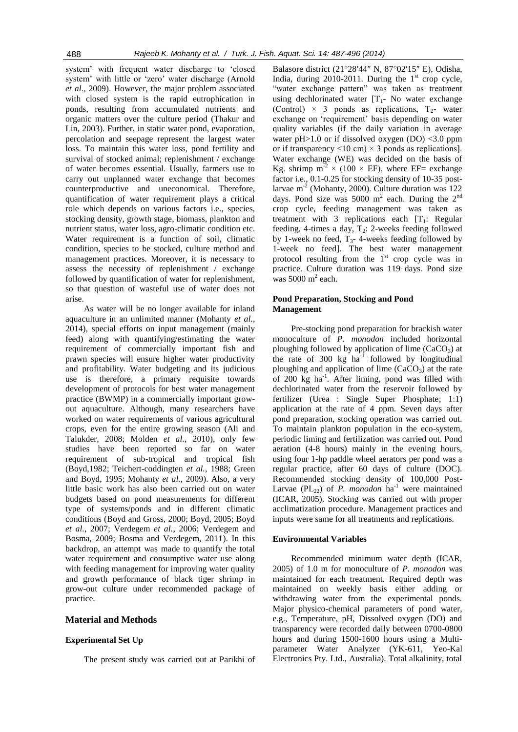system' with frequent water discharge to 'closed system' with little or 'zero' water discharge (Arnold *et al*., 2009). However, the major problem associated with closed system is the rapid eutrophication in ponds, resulting from accumulated nutrients and organic matters over the culture period (Thakur and Lin, 2003). Further, in static water pond, evaporation, percolation and seepage represent the largest water loss. To maintain this water loss, pond fertility and survival of stocked animal; replenishment / exchange of water becomes essential. Usually, farmers use to carry out unplanned water exchange that becomes counterproductive and uneconomical. Therefore, quantification of water requirement plays a critical role which depends on various factors i.e., species, stocking density, growth stage, biomass, plankton and nutrient status, water loss, agro-climatic condition etc. Water requirement is a function of soil, climatic condition, species to be stocked, culture method and management practices. Moreover, it is necessary to assess the necessity of replenishment / exchange followed by quantification of water for replenishment, so that question of wasteful use of water does not arise.

As water will be no longer available for inland aquaculture in an unlimited manner (Mohanty *et al.*, 2014), special efforts on input management (mainly feed) along with quantifying/estimating the water requirement of commercially important fish and prawn species will ensure higher water productivity and profitability. Water budgeting and its judicious use is therefore, a primary requisite towards development of protocols for best water management practice (BWMP) in a commercially important grow-out aquaculture. Although, many researchers have worked on water requirements of various agricultural crops, even for the entire growing season (Ali and Talukder, 2008; Molden *et al.*, 2010), only few studies have been reported so far on water requirement of sub-tropical and tropical fish (Boyd,1982; Teichert-coddingten *et al.*, 1988; Green and Boyd, 1995; Mohanty *et al.*, 2009). Also, a very little basic work has also been carried out on water budgets based on pond measurements for different type of systems/ponds and in different climatic conditions (Boyd and Gross, 2000; Boyd, 2005; Boyd *et al.*, 2007; Verdegem *et al.*, 2006; Verdegem and Bosma, 2009; Bosma and Verdegem, 2011). In this backdrop, an attempt was made to quantify the total water requirement and consumptive water use along with feeding management for improving water quality and growth performance of black tiger shrimp in grow-out culture under recommended package of practice.

## Material and Methods

### Experimental Set Up

The present study was carried out at Parikhi of Balasore district (21°28′44″ N, 87°02′15″ E), Odisha, India, during 2010-2011. During the 1st crop cycle, "water exchange pattern" was taken as treatment using dechlorinated water [$T_1$- No water exchange (Control) × 3 ponds as replications, $T_2$- water exchange on 'requirement' basis depending on water quality variables (if the daily variation in average water pH>1.0 or if dissolved oxygen (DO) <3.0 ppm or if transparency <10 cm) × 3 ponds as replications]. Water exchange (WE) was decided on the basis of Kg. shrimp $m^{-2} \times (100 \times EF)$, where EF= exchange factor i.e., 0.1-0.25 for stocking density of 10-35 post-larvae $m^{-2}$ (Mohanty, 2000). Culture duration was 122 days. Pond size was 5000 $m^2$ each. During the 2nd crop cycle, feeding management was taken as treatment with 3 replications each [$T_1$: Regular feeding, 4-times a day, $T_2$: 2-weeks feeding followed by 1-week no feed, $T_3$- 4-weeks feeding followed by 1-week no feed]. The best water management protocol resulting from the 1st crop cycle was in practice. Culture duration was 119 days. Pond size was 5000 $m^2$ each.

### Pond Preparation, Stocking and Pond Management

Pre-stocking pond preparation for brackish water monoculture of *P. monodon* included horizontal ploughing followed by application of lime ($CaCO_3$) at the rate of 300 kg $ha^{-1}$ followed by longitudinal ploughing and application of lime ($CaCO_3$) at the rate of 200 kg $ha^{-1}$. After liming, pond was filled with dechlorinated water from the reservoir followed by fertilizer (Urea : Single Super Phosphate; 1:1) application at the rate of 4 ppm. Seven days after pond preparation, stocking operation was carried out. To maintain plankton population in the eco-system, periodic liming and fertilization was carried out. Pond aeration (4-8 hours) mainly in the evening hours, using four 1-hp paddle wheel aerators per pond was a regular practice, after 60 days of culture (DOC). Recommended stocking density of 100,000 Post-Larvae ($PL_{22}$) of *P. monodon* $ha^{-1}$ were maintained (ICAR, 2005). Stocking was carried out with proper acclimatization procedure. Management practices and inputs were same for all treatments and replications.

### Environmental Variables

Recommended minimum water depth (ICAR, 2005) of 1.0 m for monoculture of *P. monodon* was maintained for each treatment. Required depth was maintained on weekly basis either adding or withdrawing water from the experimental ponds. Major physico-chemical parameters of pond water, e.g., Temperature, pH, Dissolved oxygen (DO) and transparency were recorded daily between 0700-0800 hours and during 1500-1600 hours using a Multi-parameter Water Analyzer (YK-611, Yeo-Kal Electronics Pty. Ltd., Australia). Total alkalinity, total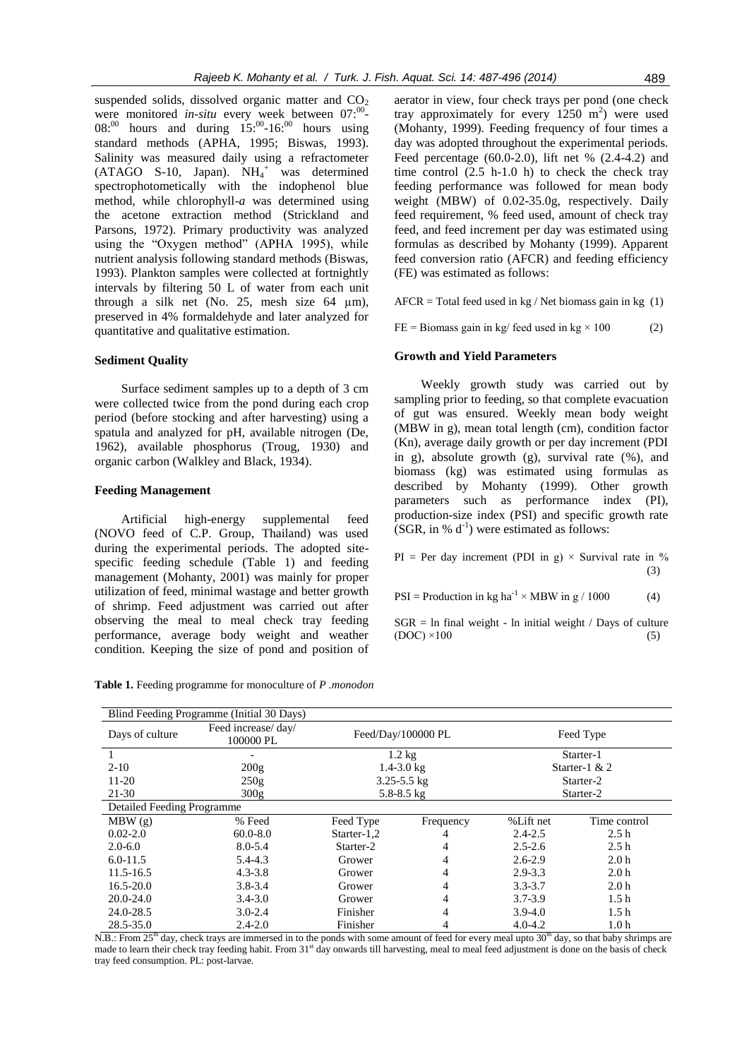suspended solids, dissolved organic matter and $CO_2$ were monitored *in-situ* every week between $07:^{00}$-$08:^{00}$ hours and during $15:^{00}$-$16:^{00}$ hours using standard methods (APHA, 1995; Biswas, 1993). Salinity was measured daily using a refractometer (ATAGO S-10, Japan). $NH_4^+$ was determined spectrophotometically with the indophenol blue method, while chlorophyll-*a* was determined using the acetone extraction method (Strickland and Parsons, 1972). Primary productivity was analyzed using the "Oxygen method" (APHA 1995), while nutrient analysis following standard methods (Biswas, 1993). Plankton samples were collected at fortnightly intervals by filtering 50 L of water from each unit through a silk net (No. 25, mesh size 64 µm), preserved in 4% formaldehyde and later analyzed for quantitative and qualitative estimation.

### Sediment Quality

Surface sediment samples up to a depth of 3 cm were collected twice from the pond during each crop period (before stocking and after harvesting) using a spatula and analyzed for pH, available nitrogen (De, 1962), available phosphorus (Troug, 1930) and organic carbon (Walkley and Black, 1934).

### Feeding Management

Artificial high-energy supplemental feed (NOVO feed of C.P. Group, Thailand) was used during the experimental periods. The adopted site-specific feeding schedule (Table 1) and feeding management (Mohanty, 2001) was mainly for proper utilization of feed, minimal wastage and better growth of shrimp. Feed adjustment was carried out after observing the meal to meal check tray feeding performance, average body weight and weather condition. Keeping the size of pond and position of aerator in view, four check trays per pond (one check tray approximately for every 1250 $m^2$) were used (Mohanty, 1999). Feeding frequency of four times a day was adopted throughout the experimental periods. Feed percentage (60.0-2.0), lift net % (2.4-4.2) and time control (2.5 h-1.0 h) to check the check tray feeding performance was followed for mean body weight (MBW) of 0.02-35.0g, respectively. Daily feed requirement, % feed used, amount of check tray feed, and feed increment per day was estimated using formulas as described by Mohanty (1999). Apparent feed conversion ratio (AFCR) and feeding efficiency (FE) was estimated as follows:

$$\text{AFCR} = \text{Total feed used in kg} / \text{Net biomass gain in kg} \quad (1)$$

$$\text{FE} = \text{Biomass gain in kg} / \text{feed used in kg} \times 100 \quad (2)$$

### Growth and Yield Parameters

Weekly growth study was carried out by sampling prior to feeding, so that complete evacuation of gut was ensured. Weekly mean body weight (MBW in g), mean total length (cm), condition factor (Kn), average daily growth or per day increment (PDI in g), absolute growth (g), survival rate (%), and biomass (kg) was estimated using formulas as described by Mohanty (1999). Other growth parameters such as performance index (PI), production-size index (PSI) and specific growth rate (SGR, in % $d^{-1}$) were estimated as follows:

$$\text{PI} = \text{Per day increment (PDI in g)} \times \text{Survival rate in \%} \quad (3)$$

$$\text{PSI} = \text{Production in kg ha}^{-1} \times \text{MBW in g} / 1000 \quad (4)$$

$$\text{SGR} = \text{ln final weight} - \text{ln initial weight} / \text{Days of culture (DOC)} \times 100 \quad (5)$$

**Table 1.** Feeding programme for monoculture of *P .monodon*

| Blind Feeding Programme (Initial 30 Days) | | | | | |
|---|---|---|---|---|---|
| Days of culture | Feed increase/ day/ 100000 PL | Feed/Day/100000 PL | | Feed Type | |
| 1 | - | 1.2 kg | | Starter-1 | |
| 2-10 | 200g | 1.4-3.0 kg | | Starter-1 & 2 | |
| 11-20 | 250g | 3.25-5.5 kg | | Starter-2 | |
| 21-30 | 300g | 5.8-8.5 kg | | Starter-2 | |
| **Detailed Feeding Programme** | | | | | |
| MBW (g) | % Feed | Feed Type | Frequency | %Lift net | Time control |
| 0.02-2.0 | 60.0-8.0 | Starter-1,2 | 4 | 2.4-2.5 | 2.5 h |
| 2.0-6.0 | 8.0-5.4 | Starter-2 | 4 | 2.5-2.6 | 2.5 h |
| 6.0-11.5 | 5.4-4.3 | Grower | 4 | 2.6-2.9 | 2.0 h |
| 11.5-16.5 | 4.3-3.8 | Grower | 4 | 2.9-3.3 | 2.0 h |
| 16.5-20.0 | 3.8-3.4 | Grower | 4 | 3.3-3.7 | 2.0 h |
| 20.0-24.0 | 3.4-3.0 | Grower | 4 | 3.7-3.9 | 1.5 h |
| 24.0-28.5 | 3.0-2.4 | Finisher | 4 | 3.9-4.0 | 1.5 h |
| 28.5-35.0 | 2.4-2.0 | Finisher | 4 | 4.0-4.2 | 1.0 h |

N.B.: From $25^{th}$ day, check trays are immersed in to the ponds with some amount of feed for every meal upto $30^{th}$ day, so that baby shrimps are made to learn their check tray feeding habit. From $31^{st}$ day onwards till harvesting, meal to meal feed adjustment is done on the basis of check tray feed consumption. PL: post-larvae.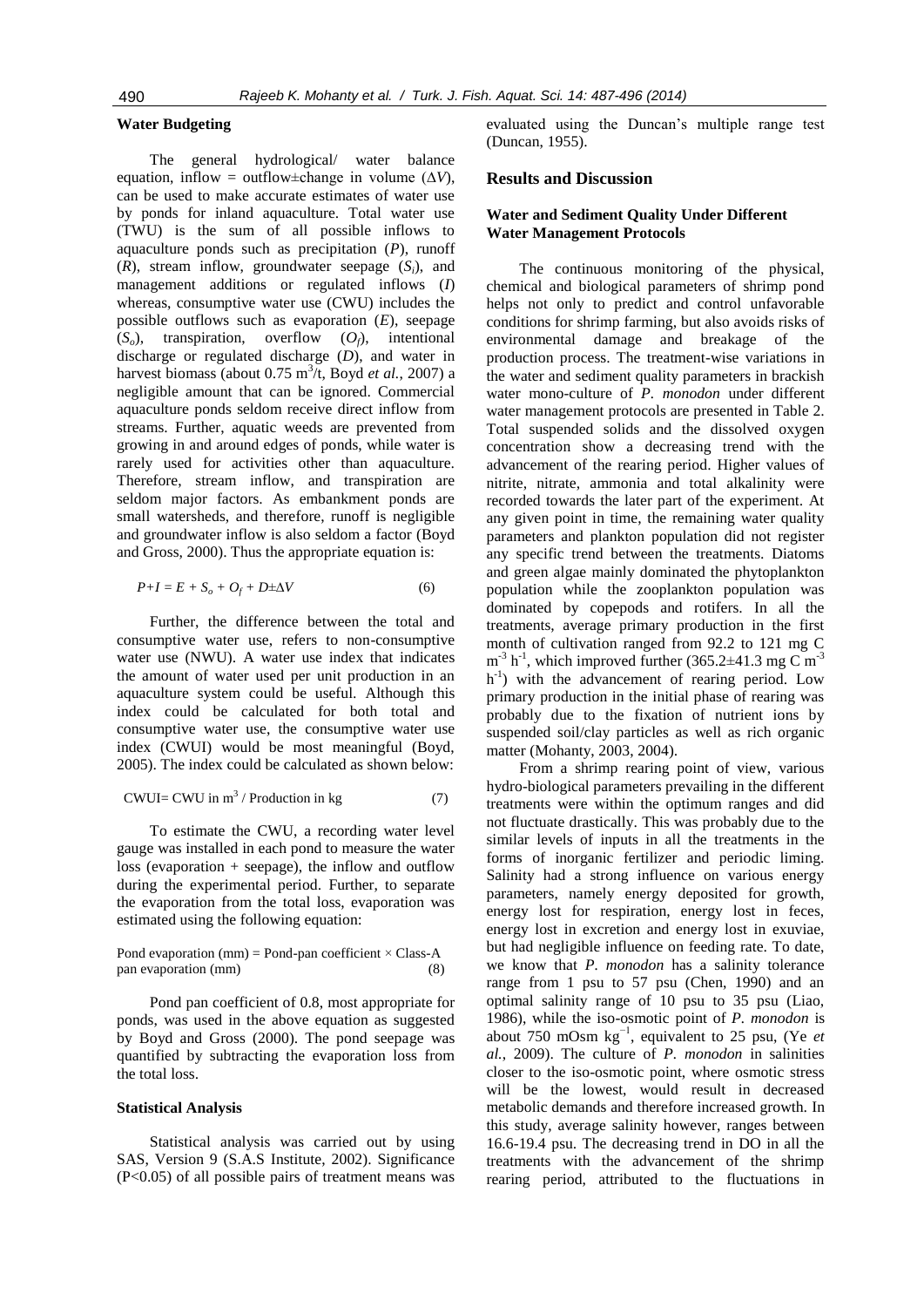### Water Budgeting

The general hydrological/ water balance equation, inflow = outflow±change in volume ($\Delta V$), can be used to make accurate estimates of water use by ponds for inland aquaculture. Total water use (TWU) is the sum of all possible inflows to aquaculture ponds such as precipitation ($P$), runoff ($R$), stream inflow, groundwater seepage ($S_i$), and management additions or regulated inflows ($I$) whereas, consumptive water use (CWU) includes the possible outflows such as evaporation ($E$), seepage ($S_o$), transpiration, overflow ($O_f$), intentional discharge or regulated discharge ($D$), and water in harvest biomass (about 0.75 $m^3$/t, Boyd *et al.*, 2007) a negligible amount that can be ignored. Commercial aquaculture ponds seldom receive direct inflow from streams. Further, aquatic weeds are prevented from growing in and around edges of ponds, while water is rarely used for activities other than aquaculture. Therefore, stream inflow, and transpiration are seldom major factors. As embankment ponds are small watersheds, and therefore, runoff is negligible and groundwater inflow is also seldom a factor (Boyd and Gross, 2000). Thus the appropriate equation is:

$$P+I = E + S_o + O_f + D\pm\Delta V \tag{6}$$

Further, the difference between the total and consumptive water use, refers to non-consumptive water use (NWU). A water use index that indicates the amount of water used per unit production in an aquaculture system could be useful. Although this index could be calculated for both total and consumptive water use, the consumptive water use index (CWUI) would be most meaningful (Boyd, 2005). The index could be calculated as shown below:

$$\text{CWUI} = \text{CWU in m}^3 \text{ / Production in kg} \tag{7}$$

To estimate the CWU, a recording water level gauge was installed in each pond to measure the water loss (evaporation + seepage), the inflow and outflow during the experimental period. Further, to separate the evaporation from the total loss, evaporation was estimated using the following equation:

$$\text{Pond evaporation (mm)} = \text{Pond-pan coefficient} \times \text{Class-A pan evaporation (mm)} \tag{8}$$

Pond pan coefficient of 0.8, most appropriate for ponds, was used in the above equation as suggested by Boyd and Gross (2000). The pond seepage was quantified by subtracting the evaporation loss from the total loss.

### Statistical Analysis

Statistical analysis was carried out by using SAS, Version 9 (S.A.S Institute, 2002). Significance ($P<0.05$) of all possible pairs of treatment means was evaluated using the Duncan's multiple range test (Duncan, 1955).

## Results and Discussion

### Water and Sediment Quality Under Different Water Management Protocols

The continuous monitoring of the physical, chemical and biological parameters of shrimp pond helps not only to predict and control unfavorable conditions for shrimp farming, but also avoids risks of environmental damage and breakage of the production process. The treatment-wise variations in the water and sediment quality parameters in brackish water mono-culture of *P. monodon* under different water management protocols are presented in Table 2. Total suspended solids and the dissolved oxygen concentration show a decreasing trend with the advancement of the rearing period. Higher values of nitrite, nitrate, ammonia and total alkalinity were recorded towards the later part of the experiment. At any given point in time, the remaining water quality parameters and plankton population did not register any specific trend between the treatments. Diatoms and green algae mainly dominated the phytoplankton population while the zooplankton population was dominated by copepods and rotifers. In all the treatments, average primary production in the first month of cultivation ranged from 92.2 to 121 mg C $m^{-3}$ $h^{-1}$, which improved further (365.2±41.3 mg C $m^{-3}$ $h^{-1}$) with the advancement of rearing period. Low primary production in the initial phase of rearing was probably due to the fixation of nutrient ions by suspended soil/clay particles as well as rich organic matter (Mohanty, 2003, 2004).

From a shrimp rearing point of view, various hydro-biological parameters prevailing in the different treatments were within the optimum ranges and did not fluctuate drastically. This was probably due to the similar levels of inputs in all the treatments in the forms of inorganic fertilizer and periodic liming. Salinity had a strong influence on various energy parameters, namely energy deposited for growth, energy lost for respiration, energy lost in feces, energy lost in excretion and energy lost in exuviae, but had negligible influence on feeding rate. To date, we know that *P. monodon* has a salinity tolerance range from 1 psu to 57 psu (Chen, 1990) and an optimal salinity range of 10 psu to 35 psu (Liao, 1986), while the iso-osmotic point of *P. monodon* is about 750 mOsm $kg^{-1}$, equivalent to 25 psu, (Ye *et al.*, 2009). The culture of *P. monodon* in salinities closer to the iso-osmotic point, where osmotic stress will be the lowest, would result in decreased metabolic demands and therefore increased growth. In this study, average salinity however, ranges between 16.6-19.4 psu. The decreasing trend in DO in all the treatments with the advancement of the shrimp rearing period, attributed to the fluctuations in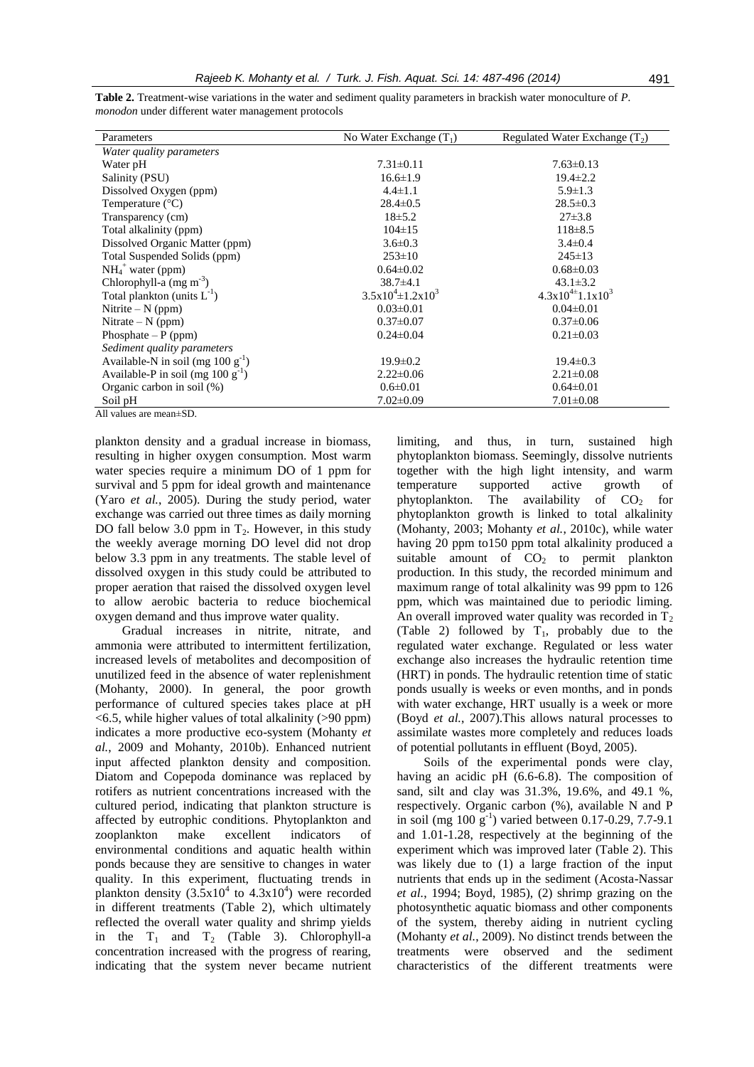**Table 2.** Treatment-wise variations in the water and sediment quality parameters in brackish water monoculture of *P. monodon* under different water management protocols

| Parameters | No Water Exchange ($T_1$) | Regulated Water Exchange ($T_2$) |
|---|---|---|
| *Water quality parameters* | | |
| Water pH | 7.31±0.11 | 7.63±0.13 |
| Salinity (PSU) | 16.6±1.9 | 19.4±2.2 |
| Dissolved Oxygen (ppm) | 4.4±1.1 | 5.9±1.3 |
| Temperature (°C) | 28.4±0.5 | 28.5±0.3 |
| Transparency (cm) | 18±5.2 | 27±3.8 |
| Total alkalinity (ppm) | 104±15 | 118±8.5 |
| Dissolved Organic Matter (ppm) | 3.6±0.3 | 3.4±0.4 |
| Total Suspended Solids (ppm) | 253±10 | 245±13 |
| $NH_4^+$ water (ppm) | 0.64±0.02 | 0.68±0.03 |
| Chlorophyll-a (mg $m^{-3}$) | 38.7±4.1 | 43.1±3.2 |
| Total plankton (units $L^{-1}$) | $3.5x10^4$±$1.2x10^3$ | $4.3x10^4$±$1.1x10^3$ |
| Nitrite – N (ppm) | 0.03±0.01 | 0.04±0.01 |
| Nitrate – N (ppm) | 0.37±0.07 | 0.37±0.06 |
| Phosphate – P (ppm) | 0.24±0.04 | 0.21±0.03 |
| *Sediment quality parameters* | | |
| Available-N in soil (mg 100 $g^{-1}$) | 19.9±0.2 | 19.4±0.3 |
| Available-P in soil (mg 100 $g^{-1}$) | 2.22±0.06 | 2.21±0.08 |
| Organic carbon in soil (%) | 0.6±0.01 | 0.64±0.01 |
| Soil pH | 7.02±0.09 | 7.01±0.08 |

All values are mean±SD.

plankton density and a gradual increase in biomass, resulting in higher oxygen consumption. Most warm water species require a minimum DO of 1 ppm for survival and 5 ppm for ideal growth and maintenance (Yaro *et al.*, 2005). During the study period, water exchange was carried out three times as daily morning DO fall below 3.0 ppm in $T_2$. However, in this study the weekly average morning DO level did not drop below 3.3 ppm in any treatments. The stable level of dissolved oxygen in this study could be attributed to proper aeration that raised the dissolved oxygen level to allow aerobic bacteria to reduce biochemical oxygen demand and thus improve water quality.

Gradual increases in nitrite, nitrate, and ammonia were attributed to intermittent fertilization, increased levels of metabolites and decomposition of unutilized feed in the absence of water replenishment (Mohanty, 2000). In general, the poor growth performance of cultured species takes place at pH <6.5, while higher values of total alkalinity (>90 ppm) indicates a more productive eco-system (Mohanty *et al.*, 2009 and Mohanty, 2010b). Enhanced nutrient input affected plankton density and composition. Diatom and Copepoda dominance was replaced by rotifers as nutrient concentrations increased with the cultured period, indicating that plankton structure is affected by eutrophic conditions. Phytoplankton and zooplankton make excellent indicators of environmental conditions and aquatic health within ponds because they are sensitive to changes in water quality. In this experiment, fluctuating trends in plankton density ($3.5x10^4$ to $4.3x10^4$) were recorded in different treatments (Table 2), which ultimately reflected the overall water quality and shrimp yields in the $T_1$ and $T_2$ (Table 3). Chlorophyll-a concentration increased with the progress of rearing, indicating that the system never became nutrient limiting, and thus, in turn, sustained high phytoplankton biomass. Seemingly, dissolve nutrients together with the high light intensity, and warm temperature supported active growth of phytoplankton. The availability of $CO_2$ for phytoplankton growth is linked to total alkalinity (Mohanty, 2003; Mohanty *et al.*, 2010c), while water having 20 ppm to150 ppm total alkalinity produced a suitable amount of $CO_2$ to permit plankton production. In this study, the recorded minimum and maximum range of total alkalinity was 99 ppm to 126 ppm, which was maintained due to periodic liming. An overall improved water quality was recorded in $T_2$ (Table 2) followed by $T_1$, probably due to the regulated water exchange. Regulated or less water exchange also increases the hydraulic retention time (HRT) in ponds. The hydraulic retention time of static ponds usually is weeks or even months, and in ponds with water exchange, HRT usually is a week or more (Boyd *et al.*, 2007).This allows natural processes to assimilate wastes more completely and reduces loads of potential pollutants in effluent (Boyd, 2005).

Soils of the experimental ponds were clay, having an acidic pH (6.6-6.8). The composition of sand, silt and clay was 31.3%, 19.6%, and 49.1 %, respectively. Organic carbon (%), available N and P in soil (mg 100 $g^{-1}$) varied between 0.17-0.29, 7.7-9.1 and 1.01-1.28, respectively at the beginning of the experiment which was improved later (Table 2). This was likely due to (1) a large fraction of the input nutrients that ends up in the sediment (Acosta-Nassar *et al.*, 1994; Boyd, 1985), (2) shrimp grazing on the photosynthetic aquatic biomass and other components of the system, thereby aiding in nutrient cycling (Mohanty *et al.*, 2009). No distinct trends between the treatments were observed and the sediment characteristics of the different treatments were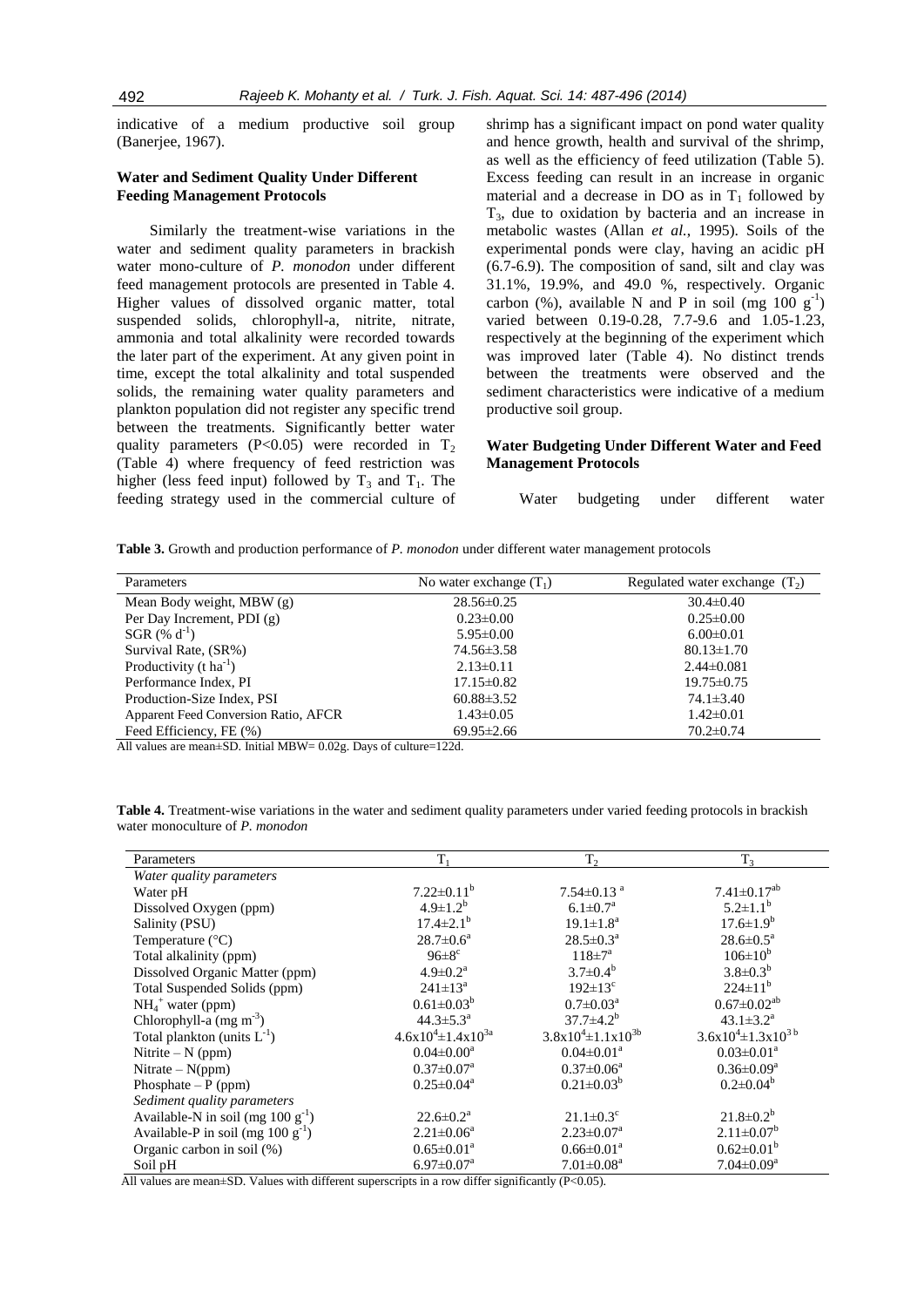indicative of a medium productive soil group (Banerjee, 1967).

### Water and Sediment Quality Under Different Feeding Management Protocols

Similarly the treatment-wise variations in the water and sediment quality parameters in brackish water mono-culture of *P. monodon* under different feed management protocols are presented in Table 4. Higher values of dissolved organic matter, total suspended solids, chlorophyll-a, nitrite, nitrate, ammonia and total alkalinity were recorded towards the later part of the experiment. At any given point in time, except the total alkalinity and total suspended solids, the remaining water quality parameters and plankton population did not register any specific trend between the treatments. Significantly better water quality parameters ($P<0.05$) were recorded in $T_2$ (Table 4) where frequency of feed restriction was higher (less feed input) followed by $T_3$ and $T_1$. The feeding strategy used in the commercial culture of shrimp has a significant impact on pond water quality and hence growth, health and survival of the shrimp, as well as the efficiency of feed utilization (Table 5). Excess feeding can result in an increase in organic material and a decrease in DO as in $T_1$ followed by $T_3$, due to oxidation by bacteria and an increase in metabolic wastes (Allan *et al.*, 1995). Soils of the experimental ponds were clay, having an acidic pH (6.7-6.9). The composition of sand, silt and clay was 31.1%, 19.9%, and 49.0 %, respectively. Organic carbon (%), available N and P in soil (mg 100 $g^{-1}$) varied between 0.19-0.28, 7.7-9.6 and 1.05-1.23, respectively at the beginning of the experiment which was improved later (Table 4). No distinct trends between the treatments were observed and the sediment characteristics were indicative of a medium productive soil group.

### Water Budgeting Under Different Water and Feed Management Protocols

Water budgeting under different water

**Table 3.** Growth and production performance of *P. monodon* under different water management protocols

| Parameters | No water exchange ($T_1$) | Regulated water exchange ($T_2$) |
|---|---|---|
| Mean Body weight, MBW (g) | 28.56±0.25 | 30.4±0.40 |
| Per Day Increment, PDI (g) | 0.23±0.00 | 0.25±0.00 |
| SGR (% $d^{-1}$) | 5.95±0.00 | 6.00±0.01 |
| Survival Rate, (SR%) | 74.56±3.58 | 80.13±1.70 |
| Productivity (t $ha^{-1}$) | 2.13±0.11 | 2.44±0.081 |
| Performance Index, PI | 17.15±0.82 | 19.75±0.75 |
| Production-Size Index, PSI | 60.88±3.52 | 74.1±3.40 |
| Apparent Feed Conversion Ratio, AFCR | 1.43±0.05 | 1.42±0.01 |
| Feed Efficiency, FE (%) | 69.95±2.66 | 70.2±0.74 |

All values are mean±SD. Initial MBW= 0.02g. Days of culture=122d.

**Table 4.** Treatment-wise variations in the water and sediment quality parameters under varied feeding protocols in brackish water monoculture of *P. monodon*

| Parameters | $T_1$ | $T_2$ | $T_3$ |
|---|---|---|---|
| *Water quality parameters* | | | |
| Water pH | 7.22±0.11$^b$ | 7.54±0.13$^a$ | 7.41±0.17$^{ab}$ |
| Dissolved Oxygen (ppm) | 4.9±1.2$^b$ | 6.1±0.7$^a$ | 5.2±1.1$^b$ |
| Salinity (PSU) | 17.4±2.1$^b$ | 19.1±1.8$^a$ | 17.6±1.9$^b$ |
| Temperature (°C) | 28.7±0.6$^a$ | 28.5±0.3$^a$ | 28.6±0.5$^a$ |
| Total alkalinity (ppm) | 96±8$^c$ | 118±7$^a$ | 106±10$^b$ |
| Dissolved Organic Matter (ppm) | 4.9±0.2$^a$ | 3.7±0.4$^b$ | 3.8±0.3$^b$ |
| Total Suspended Solids (ppm) | 241±13$^a$ | 192±13$^c$ | 224±11$^b$ |
| $NH_4^+$ water (ppm) | 0.61±0.03$^b$ | 0.7±0.03$^a$ | 0.67±0.02$^{ab}$ |
| Chlorophyll-a (mg $m^{-3}$) | 44.3±5.3$^a$ | 37.7±4.2$^b$ | 43.1±3.2$^a$ |
| Total plankton (units $L^{-1}$) | $4.6x10^4$±$1.4x10^{3a}$ | $3.8x10^4$±$1.1x10^{3b}$ | $3.6x10^4$±$1.3x10^{3b}$ |
| Nitrite – N (ppm) | 0.04±0.00$^a$ | 0.04±0.01$^a$ | 0.03±0.01$^a$ |
| Nitrate – N(ppm) | 0.37±0.07$^a$ | 0.37±0.06$^a$ | 0.36±0.09$^a$ |
| Phosphate – P (ppm) | 0.25±0.04$^a$ | 0.21±0.03$^b$ | 0.2±0.04$^b$ |
| *Sediment quality parameters* | | | |
| Available-N in soil (mg 100 $g^{-1}$) | 22.6±0.2$^a$ | 21.1±0.3$^c$ | 21.8±0.2$^b$ |
| Available-P in soil (mg 100 $g^{-1}$) | 2.21±0.06$^a$ | 2.23±0.07$^a$ | 2.11±0.07$^b$ |
| Organic carbon in soil (%) | 0.65±0.01$^a$ | 0.66±0.01$^a$ | 0.62±0.01$^b$ |
| Soil pH | 6.97±0.07$^a$ | 7.01±0.08$^a$ | 7.04±0.09$^a$ |

All values are mean±SD. Values with different superscripts in a row differ significantly ($P<0.05$).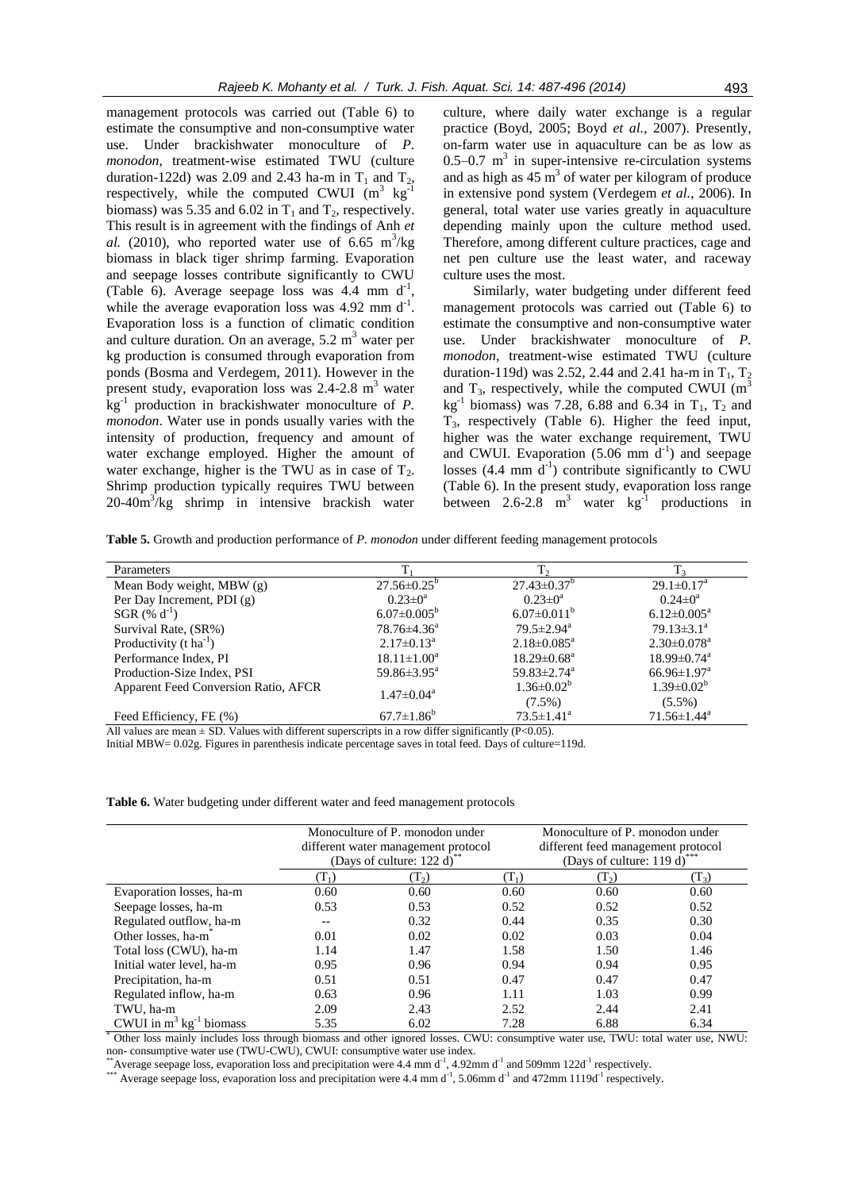management protocols was carried out (Table 6) to estimate the consumptive and non-consumptive water use. Under brackishwater monoculture of *P. monodon*, treatment-wise estimated TWU (culture duration-122d) was 2.09 and 2.43 ha-m in $T_1$ and $T_2$, respectively, while the computed CWUI ($m^3$ $kg^{-1}$ biomass) was 5.35 and 6.02 in $T_1$ and $T_2$, respectively. This result is in agreement with the findings of Anh *et al.* (2010), who reported water use of 6.65 $m^3$/kg biomass in black tiger shrimp farming. Evaporation and seepage losses contribute significantly to CWU (Table 6). Average seepage loss was 4.4 mm $d^{-1}$, while the average evaporation loss was 4.92 mm $d^{-1}$. Evaporation loss is a function of climatic condition and culture duration. On an average, 5.2 $m^3$ water per kg production is consumed through evaporation from ponds (Bosma and Verdegem, 2011). However in the present study, evaporation loss was 2.4-2.8 $m^3$ water $kg^{-1}$ production in brackishwater monoculture of *P. monodon*. Water use in ponds usually varies with the intensity of production, frequency and amount of water exchange employed. Higher the amount of water exchange, higher is the TWU as in case of $T_2$. Shrimp production typically requires TWU between 20-40$m^3$/kg shrimp in intensive brackish water culture, where daily water exchange is a regular practice (Boyd, 2005; Boyd *et al.*, 2007). Presently, on-farm water use in aquaculture can be as low as 0.5–0.7 $m^3$ in super-intensive re-circulation systems and as high as 45 $m^3$ of water per kilogram of produce in extensive pond system (Verdegem *et al.*, 2006). In general, total water use varies greatly in aquaculture depending mainly upon the culture method used. Therefore, among different culture practices, cage and net pen culture use the least water, and raceway culture uses the most.

Similarly, water budgeting under different feed management protocols was carried out (Table 6) to estimate the consumptive and non-consumptive water use. Under brackishwater monoculture of *P. monodon*, treatment-wise estimated TWU (culture duration-119d) was 2.52, 2.44 and 2.41 ha-m in $T_1$, $T_2$ and $T_3$, respectively, while the computed CWUI ($m^3$ $kg^{-1}$ biomass) was 7.28, 6.88 and 6.34 in $T_1$, $T_2$ and $T_3$, respectively (Table 6). Higher the feed input, higher was the water exchange requirement, TWU and CWUI. Evaporation (5.06 mm $d^{-1}$) and seepage losses (4.4 mm $d^{-1}$) contribute significantly to CWU (Table 6). In the present study, evaporation loss range between 2.6-2.8 $m^3$ water $kg^{-1}$ productions in

**Table 5.** Growth and production performance of *P. monodon* under different feeding management protocols

| Parameters | $T_1$ | $T_2$ | $T_3$ |
|---|---|---|---|
| Mean Body weight, MBW (g) | 27.56±0.25[b] | 27.43±0.37[b] | 29.1±0.17[a] |
| Per Day Increment, PDI (g) | 0.23±0[a] | 0.23±0[a] | 0.24±0[a] |
| SGR (% $d^{-1}$) | 6.07±0.005[b] | 6.07±0.011[b] | 6.12±0.005[a] |
| Survival Rate, (SR%) | 78.76±4.36[a] | 79.5±2.94[a] | 79.13±3.1[a] |
| Productivity (t $ha^{-1}$) | 2.17±0.13[a] | 2.18±0.085[a] | 2.30±0.078[a] |
| Performance Index, PI | 18.11±1.00[a] | 18.29±0.68[a] | 18.99±0.74[a] |
| Production-Size Index, PSI | 59.86±3.95[a] | 59.83±2.74[a] | 66.96±1.97[a] |
| Apparent Feed Conversion Ratio, AFCR | 1.47±0.04[a] | 1.36±0.02[b] (7.5%) | 1.39±0.02[b] (5.5%) |
| Feed Efficiency, FE (%) | 67.7±1.86[b] | 73.5±1.41[a] | 71.56±1.44[a] |

All values are mean ± SD. Values with different superscripts in a row differ significantly (P<0.05).
Initial MBW= 0.02g. Figures in parenthesis indicate percentage saves in total feed. Days of culture=119d.

**Table 6.** Water budgeting under different water and feed management protocols

| | Monoculture of P. monodon under different water management protocol (Days of culture: 122 d)[**] | | Monoculture of P. monodon under different feed management protocol (Days of culture: 119 d)[***] | | |
|---|---|---|---|---|---|
| | ($T_1$) | ($T_2$) | ($T_1$) | ($T_2$) | ($T_3$) |
| Evaporation losses, ha-m | 0.60 | 0.60 | 0.60 | 0.60 | 0.60 |
| Seepage losses, ha-m | 0.53 | 0.53 | 0.52 | 0.52 | 0.52 |
| Regulated outflow, ha-m | -- | 0.32 | 0.44 | 0.35 | 0.30 |
| Other losses, ha-m[*] | 0.01 | 0.02 | 0.02 | 0.03 | 0.04 |
| Total loss (CWU), ha-m | 1.14 | 1.47 | 1.58 | 1.50 | 1.46 |
| Initial water level, ha-m | 0.95 | 0.96 | 0.94 | 0.94 | 0.95 |
| Precipitation, ha-m | 0.51 | 0.51 | 0.47 | 0.47 | 0.47 |
| Regulated inflow, ha-m | 0.63 | 0.96 | 1.11 | 1.03 | 0.99 |
| TWU, ha-m | 2.09 | 2.43 | 2.52 | 2.44 | 2.41 |
| CWUI in $m^3$ $kg^{-1}$ biomass | 5.35 | 6.02 | 7.28 | 6.88 | 6.34 |

[*] Other loss mainly includes loss through biomass and other ignored losses. CWU: consumptive water use, TWU: total water use, NWU: non- consumptive water use (TWU-CWU), CWUI: consumptive water use index.
[**] Average seepage loss, evaporation loss and precipitation were 4.4 mm $d^{-1}$, 4.92mm $d^{-1}$ and 509mm $122d^{-1}$ respectively.
[***] Average seepage loss, evaporation loss and precipitation were 4.4 mm $d^{-1}$, 5.06mm $d^{-1}$ and 472mm $1119d^{-1}$ respectively.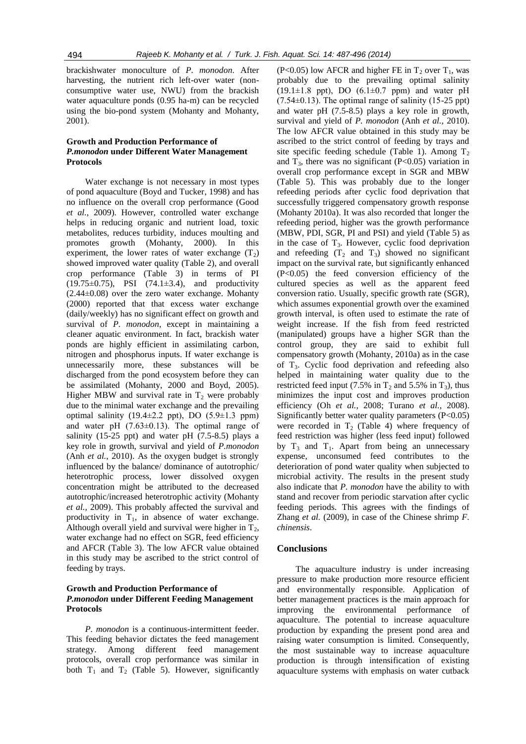brackishwater monoculture of *P. monodon*. After harvesting, the nutrient rich left-over water (non-consumptive water use, NWU) from the brackish water aquaculture ponds (0.95 ha-m) can be recycled using the bio-pond system (Mohanty and Mohanty, 2001).

### Growth and Production Performance of *P.monodon* under Different Water Management Protocols

Water exchange is not necessary in most types of pond aquaculture (Boyd and Tucker, 1998) and has no influence on the overall crop performance (Good *et al.*, 2009). However, controlled water exchange helps in reducing organic and nutrient load, toxic metabolites, reduces turbidity, induces moulting and promotes growth (Mohanty, 2000). In this experiment, the lower rates of water exchange ($T_2$) showed improved water quality (Table 2), and overall crop performance (Table 3) in terms of PI (19.75±0.75), PSI (74.1±3.4), and productivity (2.44±0.08) over the zero water exchange. Mohanty (2000) reported that that excess water exchange (daily/weekly) has no significant effect on growth and survival of *P. monodon*, except in maintaining a cleaner aquatic environment. In fact, brackish water ponds are highly efficient in assimilating carbon, nitrogen and phosphorus inputs. If water exchange is unnecessarily more, these substances will be discharged from the pond ecosystem before they can be assimilated (Mohanty, 2000 and Boyd, 2005). Higher MBW and survival rate in $T_2$ were probably due to the minimal water exchange and the prevailing optimal salinity (19.4±2.2 ppt), DO (5.9±1.3 ppm) and water pH (7.63±0.13). The optimal range of salinity (15-25 ppt) and water pH (7.5-8.5) plays a key role in growth, survival and yield of *P.monodon* (Anh *et al.*, 2010). As the oxygen budget is strongly influenced by the balance/ dominance of autotrophic/ heterotrophic process, lower dissolved oxygen concentration might be attributed to the decreased autotrophic/increased heterotrophic activity (Mohanty *et al.*, 2009). This probably affected the survival and productivity in $T_1$, in absence of water exchange. Although overall yield and survival were higher in $T_2$, water exchange had no effect on SGR, feed efficiency and AFCR (Table 3). The low AFCR value obtained in this study may be ascribed to the strict control of feeding by trays.

### Growth and Production Performance of *P.monodon* under Different Feeding Management Protocols

*P. monodon* is a continuous-intermittent feeder. This feeding behavior dictates the feed management strategy. Among different feed management protocols, overall crop performance was similar in both $T_1$ and $T_2$ (Table 5). However, significantly ($P<0.05$) low AFCR and higher FE in $T_2$ over $T_1$, was probably due to the prevailing optimal salinity (19.1±1.8 ppt), DO (6.1±0.7 ppm) and water pH (7.54±0.13). The optimal range of salinity (15-25 ppt) and water pH (7.5-8.5) plays a key role in growth, survival and yield of *P. monodon* (Anh *et al.*, 2010). The low AFCR value obtained in this study may be ascribed to the strict control of feeding by trays and site specific feeding schedule (Table 1). Among $T_2$ and $T_3$, there was no significant ($P<0.05$) variation in overall crop performance except in SGR and MBW (Table 5). This was probably due to the longer refeeding periods after cyclic food deprivation that successfully triggered compensatory growth response (Mohanty 2010a). It was also recorded that longer the refeeding period, higher was the growth performance (MBW, PDI, SGR, PI and PSI) and yield (Table 5) as in the case of $T_3$. However, cyclic food deprivation and refeeding ($T_2$ and $T_3$) showed no significant impact on the survival rate, but significantly enhanced ($P<0.05$) the feed conversion efficiency of the cultured species as well as the apparent feed conversion ratio. Usually, specific growth rate (SGR), which assumes exponential growth over the examined growth interval, is often used to estimate the rate of weight increase. If the fish from feed restricted (manipulated) groups have a higher SGR than the control group, they are said to exhibit full compensatory growth (Mohanty, 2010a) as in the case of $T_3$. Cyclic food deprivation and refeeding also helped in maintaining water quality due to the restricted feed input (7.5% in $T_2$ and 5.5% in $T_3$), thus minimizes the input cost and improves production efficiency (Oh *et al.*, 2008; Turano *et al.*, 2008). Significantly better water quality parameters ($P<0.05$) were recorded in $T_2$ (Table 4) where frequency of feed restriction was higher (less feed input) followed by $T_3$ and $T_1$. Apart from being an unnecessary expense, unconsumed feed contributes to the deterioration of pond water quality when subjected to microbial activity. The results in the present study also indicate that *P. monodon* have the ability to with stand and recover from periodic starvation after cyclic feeding periods. This agrees with the findings of Zhang *et al.* (2009), in case of the Chinese shrimp *F. chinensis*.

## Conclusions

The aquaculture industry is under increasing pressure to make production more resource efficient and environmentally responsible. Application of better management practices is the main approach for improving the environmental performance of aquaculture. The potential to increase aquaculture production by expanding the present pond area and raising water consumption is limited. Consequently, the most sustainable way to increase aquaculture production is through intensification of existing aquaculture systems with emphasis on water cutback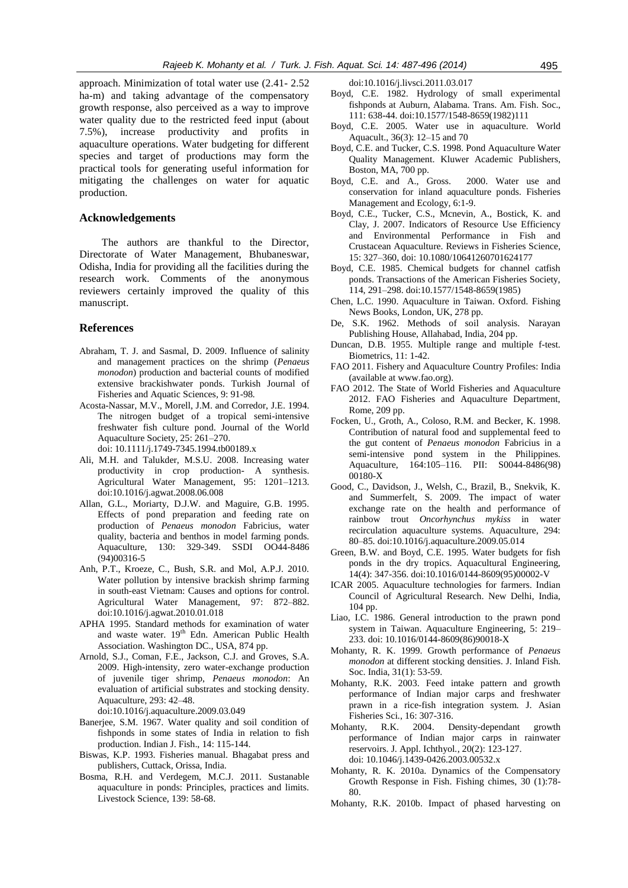approach. Minimization of total water use (2.41- 2.52 ha-m) and taking advantage of the compensatory growth response, also perceived as a way to improve water quality due to the restricted feed input (about 7.5%), increase productivity and profits in aquaculture operations. Water budgeting for different species and target of productions may form the practical tools for generating useful information for mitigating the challenges on water for aquatic production.

## Acknowledgements

The authors are thankful to the Director, Directorate of Water Management, Bhubaneswar, Odisha, India for providing all the facilities during the research work. Comments of the anonymous reviewers certainly improved the quality of this manuscript.

## References

Abraham, T. J. and Sasmal, D. 2009. Influence of salinity and management practices on the shrimp (*Penaeus monodon*) production and bacterial counts of modified extensive brackishwater ponds. Turkish Journal of Fisheries and Aquatic Sciences, 9: 91-98.

Acosta-Nassar, M.V., Morell, J.M. and Corredor, J.E. 1994. The nitrogen budget of a tropical semi-intensive freshwater fish culture pond. Journal of the World Aquaculture Society, 25: 261–270. doi: 10.1111/j.1749-7345.1994.tb00189.x

Ali, M.H. and Talukder, M.S.U. 2008. Increasing water productivity in crop production- A synthesis. Agricultural Water Management, 95: 1201–1213. doi:10.1016/j.agwat.2008.06.008

Allan, G.L., Moriarty, D.J.W. and Maguire, G.B. 1995. Effects of pond preparation and feeding rate on production of *Penaeus monodon* Fabricius, water quality, bacteria and benthos in model farming ponds. Aquaculture, 130: 329-349. SSDI OO44-8486 (94)00316-5

Anh, P.T., Kroeze, C., Bush, S.R. and Mol, A.P.J. 2010. Water pollution by intensive brackish shrimp farming in south-east Vietnam: Causes and options for control. Agricultural Water Management, 97: 872–882. doi:10.1016/j.agwat.2010.01.018

APHA 1995. Standard methods for examination of water and waste water. 19th Edn. American Public Health Association. Washington DC., USA, 874 pp.

Arnold, S.J., Coman, F.E., Jackson, C.J. and Groves, S.A. 2009. High-intensity, zero water-exchange production of juvenile tiger shrimp, *Penaeus monodon*: An evaluation of artificial substrates and stocking density. Aquaculture, 293: 42–48. doi:10.1016/j.aquaculture.2009.03.049

Banerjee, S.M. 1967. Water quality and soil condition of fishponds in some states of India in relation to fish production. Indian J. Fish., 14: 115-144.

Biswas, K.P. 1993. Fisheries manual. Bhagabat press and publishers, Cuttack, Orissa, India.

Bosma, R.H. and Verdegem, M.C.J. 2011. Sustanable aquaculture in ponds: Principles, practices and limits. Livestock Science, 139: 58-68. doi:10.1016/j.livsci.2011.03.017

Boyd, C.E. 1982. Hydrology of small experimental fishponds at Auburn, Alabama. Trans. Am. Fish. Soc., 111: 638-44. doi:10.1577/1548-8659(1982)111

Boyd, C.E. 2005. Water use in aquaculture. World Aquacult., 36(3): 12–15 and 70

Boyd, C.E. and Tucker, C.S. 1998. Pond Aquaculture Water Quality Management. Kluwer Academic Publishers, Boston, MA, 700 pp.

Boyd, C.E. and A., Gross. 2000. Water use and conservation for inland aquaculture ponds. Fisheries Management and Ecology, 6:1-9.

Boyd, C.E., Tucker, C.S., Mcnevin, A., Bostick, K. and Clay, J. 2007. Indicators of Resource Use Efficiency and Environmental Performance in Fish and Crustacean Aquaculture. Reviews in Fisheries Science, 15: 327–360, doi: 10.1080/10641260701624177

Boyd, C.E. 1985. Chemical budgets for channel catfish ponds. Transactions of the American Fisheries Society, 114, 291–298. doi:10.1577/1548-8659(1985)

Chen, L.C. 1990. Aquaculture in Taiwan. Oxford. Fishing News Books, London, UK, 278 pp.

De, S.K. 1962. Methods of soil analysis. Narayan Publishing House, Allahabad, India, 204 pp.

Duncan, D.B. 1955. Multiple range and multiple f-test. Biometrics, 11: 1-42.

FAO 2011. Fishery and Aquaculture Country Profiles: India (available at www.fao.org).

FAO 2012. The State of World Fisheries and Aquaculture 2012. FAO Fisheries and Aquaculture Department, Rome, 209 pp.

Focken, U., Groth, A., Coloso, R.M. and Becker, K. 1998. Contribution of natural food and supplemental feed to the gut content of *Penaeus monodon* Fabricius in a semi-intensive pond system in the Philippines. Aquaculture, 164:105–116. PII: S0044-8486(98) 00180-X

Good, C., Davidson, J., Welsh, C., Brazil, B., Snekvik, K. and Summerfelt, S. 2009. The impact of water exchange rate on the health and performance of rainbow trout *Oncorhynchus mykiss* in water recirculation aquaculture systems. Aquaculture, 294: 80–85. doi:10.1016/j.aquaculture.2009.05.014

Green, B.W. and Boyd, C.E. 1995. Water budgets for fish ponds in the dry tropics. Aquacultural Engineering, 14(4): 347-356. doi:10.1016/0144-8609(95)00002-V

ICAR 2005. Aquaculture technologies for farmers. Indian Council of Agricultural Research. New Delhi, India, 104 pp.

Liao, I.C. 1986. General introduction to the prawn pond system in Taiwan. Aquaculture Engineering, 5: 219–233. doi: 10.1016/0144-8609(86)90018-X

Mohanty, R. K. 1999. Growth performance of *Penaeus monodon* at different stocking densities. J. Inland Fish. Soc. India, 31(1): 53-59.

Mohanty, R.K. 2003. Feed intake pattern and growth performance of Indian major carps and freshwater prawn in a rice-fish integration system. J. Asian Fisheries Sci., 16: 307-316.

Mohanty, R.K. 2004. Density-dependant growth performance of Indian major carps in rainwater reservoirs. J. Appl. Ichthyol., 20(2): 123-127. doi: 10.1046/j.1439-0426.2003.00532.x

Mohanty, R. K. 2010a. Dynamics of the Compensatory Growth Response in Fish. Fishing chimes, 30 (1):78-80.

Mohanty, R.K. 2010b. Impact of phased harvesting on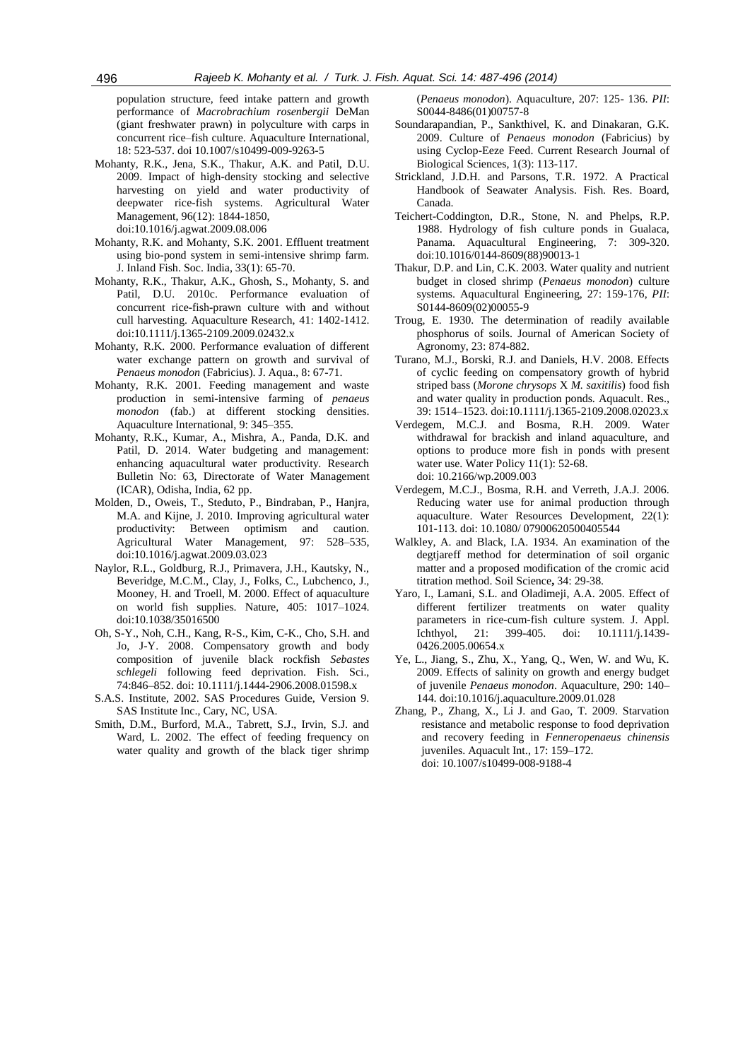population structure, feed intake pattern and growth performance of *Macrobrachium rosenbergii* DeMan (giant freshwater prawn) in polyculture with carps in concurrent rice–fish culture. Aquaculture International, 18: 523-537. doi 10.1007/s10499-009-9263-5

Mohanty, R.K., Jena, S.K., Thakur, A.K. and Patil, D.U. 2009. Impact of high-density stocking and selective harvesting on yield and water productivity of deepwater rice-fish systems. Agricultural Water Management, 96(12): 1844-1850, doi:10.1016/j.agwat.2009.08.006

Mohanty, R.K. and Mohanty, S.K. 2001. Effluent treatment using bio-pond system in semi-intensive shrimp farm. J. Inland Fish. Soc. India, 33(1): 65-70.

Mohanty, R.K., Thakur, A.K., Ghosh, S., Mohanty, S. and Patil, D.U. 2010c. Performance evaluation of concurrent rice-fish-prawn culture with and without cull harvesting. Aquaculture Research, 41: 1402-1412. doi:10.1111/j.1365-2109.2009.02432.x

Mohanty, R.K. 2000. Performance evaluation of different water exchange pattern on growth and survival of *Penaeus monodon* (Fabricius). J. Aqua., 8: 67-71.

Mohanty, R.K. 2001. Feeding management and waste production in semi-intensive farming of *penaeus monodon* (fab.) at different stocking densities. Aquaculture International, 9: 345–355.

Mohanty, R.K., Kumar, A., Mishra, A., Panda, D.K. and Patil, D. 2014. Water budgeting and management: enhancing aquacultural water productivity. Research Bulletin No: 63, Directorate of Water Management (ICAR), Odisha, India, 62 pp.

Molden, D., Oweis, T., Steduto, P., Bindraban, P., Hanjra, M.A. and Kijne, J. 2010. Improving agricultural water productivity: Between optimism and caution. Agricultural Water Management, 97: 528–535, doi:10.1016/j.agwat.2009.03.023

Naylor, R.L., Goldburg, R.J., Primavera, J.H., Kautsky, N., Beveridge, M.C.M., Clay, J., Folks, C., Lubchenco, J., Mooney, H. and Troell, M. 2000. Effect of aquaculture on world fish supplies. Nature, 405: 1017–1024. doi:10.1038/35016500

Oh, S-Y., Noh, C.H., Kang, R-S., Kim, C-K., Cho, S.H. and Jo, J-Y. 2008. Compensatory growth and body composition of juvenile black rockfish *Sebastes schlegeli* following feed deprivation. Fish. Sci., 74:846–852. doi: 10.1111/j.1444-2906.2008.01598.x

S.A.S. Institute, 2002. SAS Procedures Guide, Version 9. SAS Institute Inc., Cary, NC, USA.

Smith, D.M., Burford, M.A., Tabrett, S.J., Irvin, S.J. and Ward, L. 2002. The effect of feeding frequency on water quality and growth of the black tiger shrimp (*Penaeus monodon*). Aquaculture, 207: 125- 136. *PII*: S0044-8486(01)00757-8

Soundarapandian, P., Sankthivel, K. and Dinakaran, G.K. 2009. Culture of *Penaeus monodon* (Fabricius) by using Cyclop-Eeze Feed. Current Research Journal of Biological Sciences, 1(3): 113-117.

Strickland, J.D.H. and Parsons, T.R. 1972. A Practical Handbook of Seawater Analysis. Fish. Res. Board, Canada.

Teichert-Coddington, D.R., Stone, N. and Phelps, R.P. 1988. Hydrology of fish culture ponds in Gualaca, Panama. Aquacultural Engineering, 7: 309-320. doi:10.1016/0144-8609(88)90013-1

Thakur, D.P. and Lin, C.K. 2003. Water quality and nutrient budget in closed shrimp (*Penaeus monodon*) culture systems. Aquacultural Engineering, 27: 159-176, *PII*: S0144-8609(02)00055-9

Troug, E. 1930. The determination of readily available phosphorus of soils. Journal of American Society of Agronomy, 23: 874-882.

Turano, M.J., Borski, R.J. and Daniels, H.V. 2008. Effects of cyclic feeding on compensatory growth of hybrid striped bass (*Morone chrysops* X *M. saxitilis*) food fish and water quality in production ponds. Aquacult. Res., 39: 1514–1523. doi:10.1111/j.1365-2109.2008.02023.x

Verdegem, M.C.J. and Bosma, R.H. 2009. Water withdrawal for brackish and inland aquaculture, and options to produce more fish in ponds with present water use. Water Policy 11(1): 52-68. doi: 10.2166/wp.2009.003

Verdegem, M.C.J., Bosma, R.H. and Verreth, J.A.J. 2006. Reducing water use for animal production through aquaculture. Water Resources Development, 22(1): 101-113. doi: 10.1080/ 07900620500405544

Walkley, A. and Black, I.A. 1934. An examination of the degtjareff method for determination of soil organic matter and a proposed modification of the cromic acid titration method. Soil Science**,** 34: 29-38.

Yaro, I., Lamani, S.L. and Oladimeji, A.A. 2005. Effect of different fertilizer treatments on water quality parameters in rice-cum-fish culture system. J. Appl. Ichthyol, 21: 399-405. doi: 10.1111/j.1439-0426.2005.00654.x

Ye, L., Jiang, S., Zhu, X., Yang, Q., Wen, W. and Wu, K. 2009. Effects of salinity on growth and energy budget of juvenile *Penaeus monodon*. Aquaculture, 290: 140–144. doi:10.1016/j.aquaculture.2009.01.028

Zhang, P., Zhang, X., Li J. and Gao, T. 2009. Starvation resistance and metabolic response to food deprivation and recovery feeding in *Fenneropenaeus chinensis* juveniles. Aquacult Int., 17: 159–172. doi: 10.1007/s10499-008-9188-4